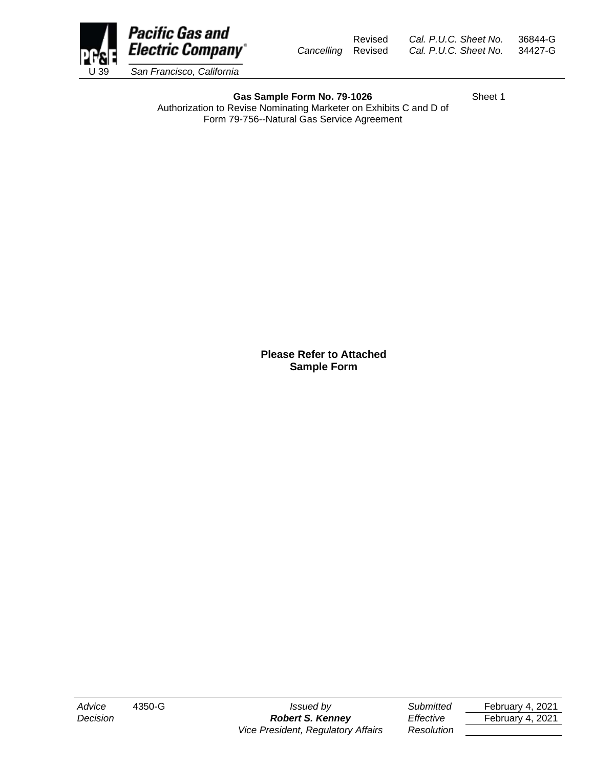Pacific Gas and Electric Company

U 39 San Francisco, California

| | | | |
|---|---|---|---|
| | Revised | Cal. P.U.C. Sheet No. | 36844-G |
| Cancelling | Revised | Cal. P.U.C. Sheet No. | 34427-G |

**Gas Sample Form No. 79-1026** Sheet 1

Authorization to Revise Nominating Marketer on Exhibits C and D of Form 79-756--Natural Gas Service Agreement

**Please Refer to Attached Sample Form**

| | | | | |
|---|---|---|---|---|
| Advice | 4350-G | Issued by | Submitted | February 4, 2021 |
| Decision | | **Robert S. Kenney** | Effective | February 4, 2021 |
| | | Vice President, Regulatory Affairs | Resolution | |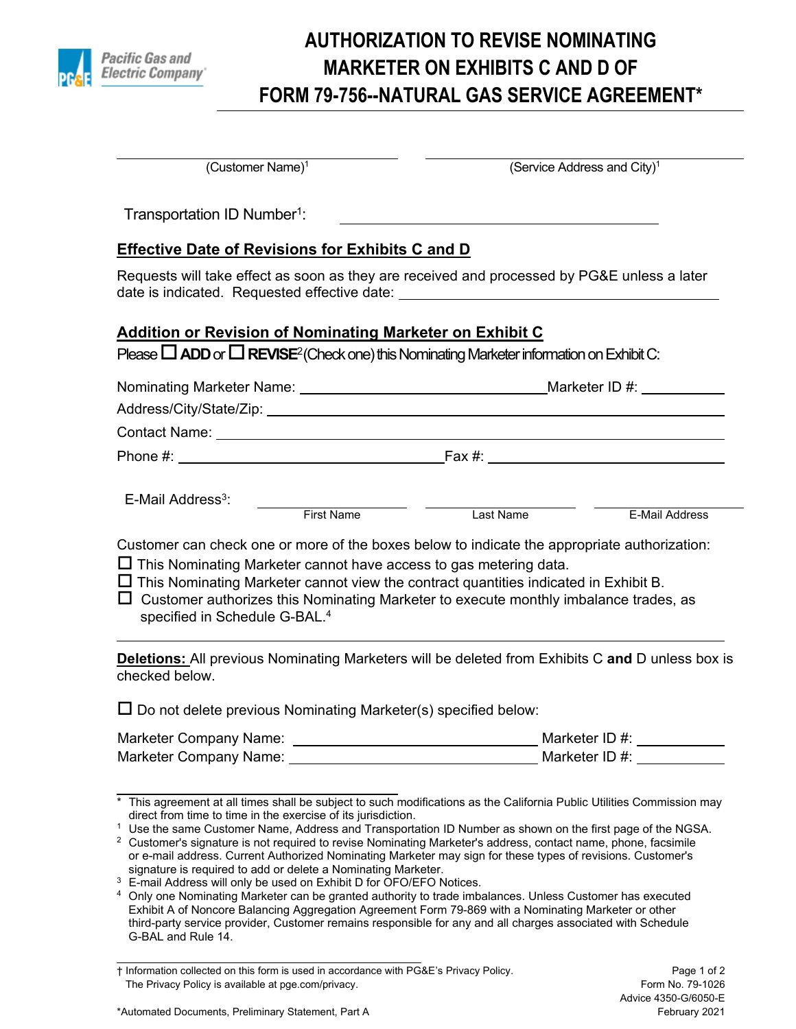# AUTHORIZATION TO REVISE NOMINATING MARKETER ON EXHIBITS C AND D OF FORM 79-756--NATURAL GAS SERVICE AGREEMENT*

Pacific Gas and Electric Company

\_\_\_\_\_\_\_\_\_\_\_\_\_\_\_\_\_\_\_\_\_\_\_\_\_\_\_\_\_\_ (Customer Name)[1]

\_\_\_\_\_\_\_\_\_\_\_\_\_\_\_\_\_\_\_\_\_\_\_\_\_\_\_\_\_\_ (Service Address and City)[1]

Transportation ID Number[1]: \_\_\_\_\_\_\_\_\_\_\_\_\_\_\_\_\_\_\_\_\_\_\_\_\_\_\_\_\_\_

## Effective Date of Revisions for Exhibits C and D

Requests will take effect as soon as they are received and processed by PG&E unless a later date is indicated. Requested effective date: \_\_\_\_\_\_\_\_\_\_\_\_\_\_\_\_\_\_\_\_\_\_\_\_\_\_\_\_\_\_

## Addition or Revision of Nominating Marketer on Exhibit C

Please ☐ **ADD** or ☐ **REVISE**[2] (Check one) this Nominating Marketer information on Exhibit C:

Nominating Marketer Name: \_\_\_\_\_\_\_\_\_\_\_\_\_\_\_\_\_\_\_\_\_\_\_\_\_\_\_\_\_\_ Marketer ID #: \_\_\_\_\_\_\_\_\_\_

Address/City/State/Zip: \_\_\_\_\_\_\_\_\_\_\_\_\_\_\_\_\_\_\_\_\_\_\_\_\_\_\_\_\_\_

Contact Name: \_\_\_\_\_\_\_\_\_\_\_\_\_\_\_\_\_\_\_\_\_\_\_\_\_\_\_\_\_\_

Phone #: \_\_\_\_\_\_\_\_\_\_\_\_\_\_\_\_\_\_\_\_\_\_\_\_\_\_\_\_\_\_ Fax #: \_\_\_\_\_\_\_\_\_\_\_\_\_\_\_\_\_\_\_\_\_\_\_\_\_\_\_\_\_\_

E-Mail Address[3]: \_\_\_\_\_\_\_\_\_\_\_\_\_\_\_ (First Name) \_\_\_\_\_\_\_\_\_\_\_\_\_\_\_ (Last Name) \_\_\_\_\_\_\_\_\_\_\_\_\_\_\_ (E-Mail Address)

Customer can check one or more of the boxes below to indicate the appropriate authorization:

☐ This Nominating Marketer cannot have access to gas metering data.

☐ This Nominating Marketer cannot view the contract quantities indicated in Exhibit B.

☐ Customer authorizes this Nominating Marketer to execute monthly imbalance trades, as specified in Schedule G-BAL.[4]

**Deletions:** All previous Nominating Marketers will be deleted from Exhibits C **and** D unless box is checked below.

☐ Do not delete previous Nominating Marketer(s) specified below:

Marketer Company Name: \_\_\_\_\_\_\_\_\_\_\_\_\_\_\_\_\_\_\_\_\_\_\_\_\_\_\_\_\_\_ Marketer ID #: \_\_\_\_\_\_\_\_\_\_

Marketer Company Name: \_\_\_\_\_\_\_\_\_\_\_\_\_\_\_\_\_\_\_\_\_\_\_\_\_\_\_\_\_\_ Marketer ID #: \_\_\_\_\_\_\_\_\_\_

---

\* This agreement at all times shall be subject to such modifications as the California Public Utilities Commission may direct from time to time in the exercise of its jurisdiction.

[1] Use the same Customer Name, Address and Transportation ID Number as shown on the first page of the NGSA.

[2] Customer's signature is not required to revise Nominating Marketer's address, contact name, phone, facsimile or e-mail address. Current Authorized Nominating Marketer may sign for these types of revisions. Customer's signature is required to add or delete a Nominating Marketer.

[3] E-mail Address will only be used on Exhibit D for OFO/EFO Notices.

[4] Only one Nominating Marketer can be granted authority to trade imbalances. Unless Customer has executed Exhibit A of Noncore Balancing Aggregation Agreement Form 79-869 with a Nominating Marketer or other third-party service provider, Customer remains responsible for any and all charges associated with Schedule G-BAL and Rule 14.

† Information collected on this form is used in accordance with PG&E's Privacy Policy. The Privacy Policy is available at pge.com/privacy.

*Automated Documents, Preliminary Statement, Part A

Form No. 79-1026
Advice 4350-G/6050-E
February 2021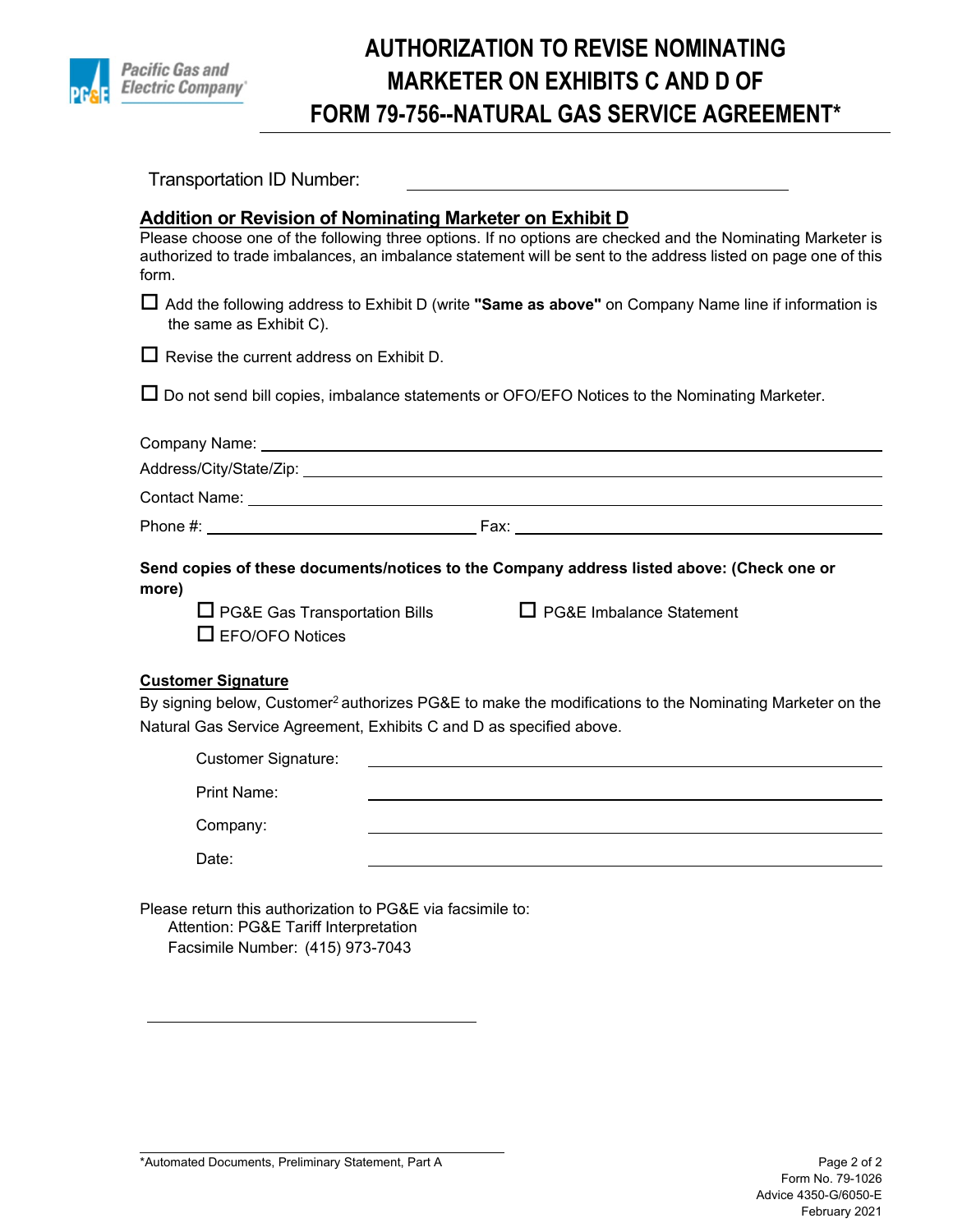# AUTHORIZATION TO REVISE NOMINATING MARKETER ON EXHIBITS C AND D OF FORM 79-756--NATURAL GAS SERVICE AGREEMENT*

Transportation ID Number: ______________________________

## Addition or Revision of Nominating Marketer on Exhibit D

Please choose one of the following three options. If no options are checked and the Nominating Marketer is authorized to trade imbalances, an imbalance statement will be sent to the address listed on page one of this form.

☐ Add the following address to Exhibit D (write **"Same as above"** on Company Name line if information is the same as Exhibit C).

☐ Revise the current address on Exhibit D.

☐ Do not send bill copies, imbalance statements or OFO/EFO Notices to the Nominating Marketer.

Company Name: ______________________________

Address/City/State/Zip: ______________________________

Contact Name: ______________________________

Phone #: ______________________________ Fax: ______________________________

**Send copies of these documents/notices to the Company address listed above: (Check one or more)**

☐ PG&E Gas Transportation Bills

☐ PG&E Imbalance Statement

☐ EFO/OFO Notices

## Customer Signature

By signing below, Customer[2] authorizes PG&E to make the modifications to the Nominating Marketer on the Natural Gas Service Agreement, Exhibits C and D as specified above.

Customer Signature: ______________________________

Print Name: ______________________________

Company: ______________________________

Date: ______________________________

Please return this authorization to PG&E via facsimile to:
Attention: PG&E Tariff Interpretation
Facsimile Number: (415) 973-7043

*Automated Documents, Preliminary Statement, Part A